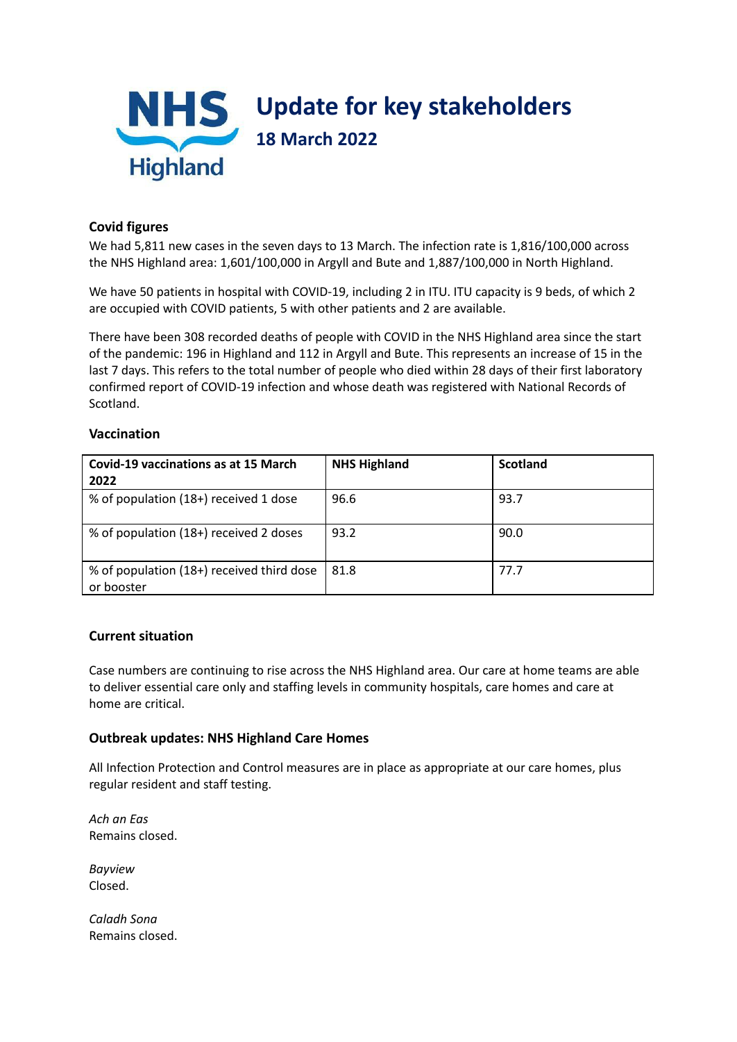# Update for key stakeholders

## 18 March 2022

### Covid figures

We had 5,811 new cases in the seven days to 13 March. The infection rate is 1,816/100,000 across the NHS Highland area: 1,601/100,000 in Argyll and Bute and 1,887/100,000 in North Highland.

We have 50 patients in hospital with COVID-19, including 2 in ITU. ITU capacity is 9 beds, of which 2 are occupied with COVID patients, 5 with other patients and 2 are available.

There have been 308 recorded deaths of people with COVID in the NHS Highland area since the start of the pandemic: 196 in Highland and 112 in Argyll and Bute. This represents an increase of 15 in the last 7 days. This refers to the total number of people who died within 28 days of their first laboratory confirmed report of COVID-19 infection and whose death was registered with National Records of Scotland.

### Vaccination

| Covid-19 vaccinations as at 15 March 2022 | NHS Highland | Scotland |
|---|---|---|
| % of population (18+) received 1 dose | 96.6 | 93.7 |
| % of population (18+) received 2 doses | 93.2 | 90.0 |
| % of population (18+) received third dose or booster | 81.8 | 77.7 |

### Current situation

Case numbers are continuing to rise across the NHS Highland area. Our care at home teams are able to deliver essential care only and staffing levels in community hospitals, care homes and care at home are critical.

### Outbreak updates: NHS Highland Care Homes

All Infection Protection and Control measures are in place as appropriate at our care homes, plus regular resident and staff testing.

*Ach an Eas*
Remains closed.

*Bayview*
Closed.

*Caladh Sona*
Remains closed.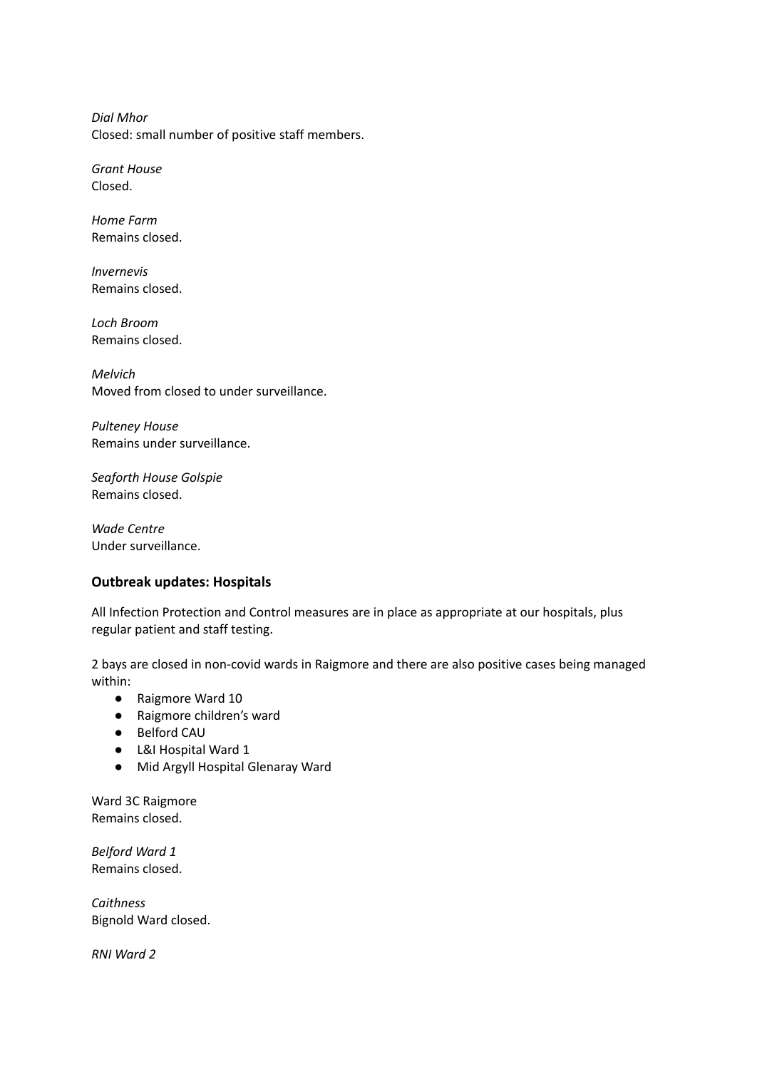*Dial Mhor*
Closed: small number of positive staff members.

*Grant House*
Closed.

*Home Farm*
Remains closed.

*Invernevis*
Remains closed.

*Loch Broom*
Remains closed.

*Melvich*
Moved from closed to under surveillance.

*Pulteney House*
Remains under surveillance.

*Seaforth House Golspie*
Remains closed.

*Wade Centre*
Under surveillance.

### Outbreak updates: Hospitals

All Infection Protection and Control measures are in place as appropriate at our hospitals, plus regular patient and staff testing.

2 bays are closed in non-covid wards in Raigmore and there are also positive cases being managed within:

- Raigmore Ward 10
- Raigmore children's ward
- Belford CAU
- L&I Hospital Ward 1
- Mid Argyll Hospital Glenaray Ward

Ward 3C Raigmore
Remains closed.

*Belford Ward 1*
Remains closed.

*Caithness*
Bignold Ward closed.

*RNI Ward 2*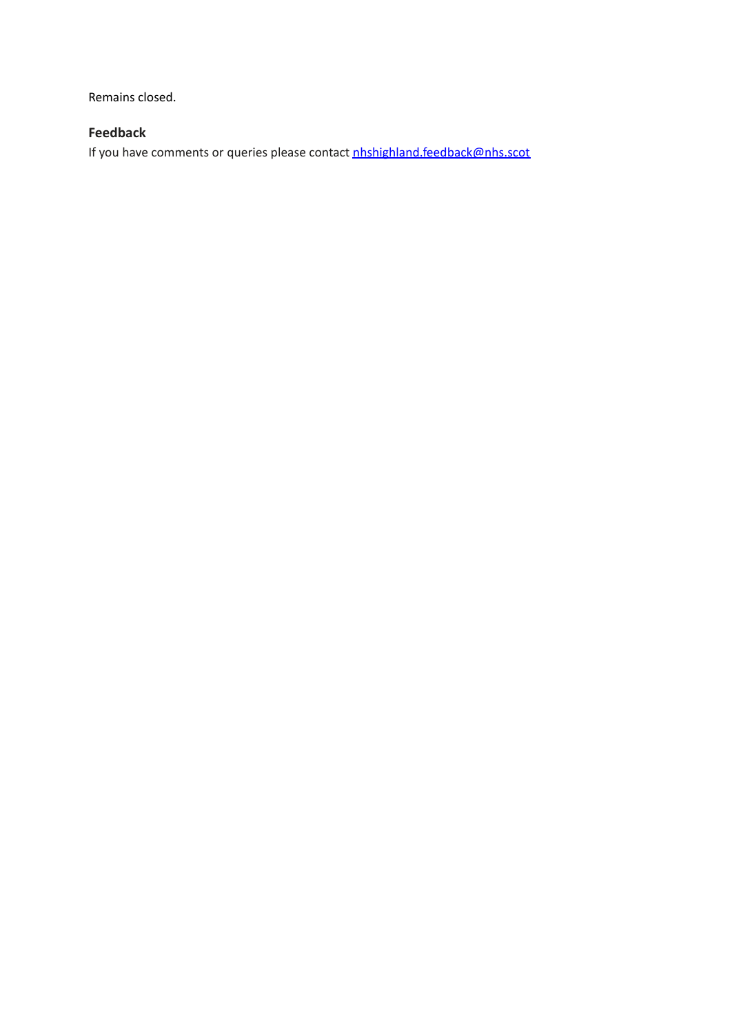Remains closed.

**Feedback**

If you have comments or queries please contact nhshighland.feedback@nhs.scot